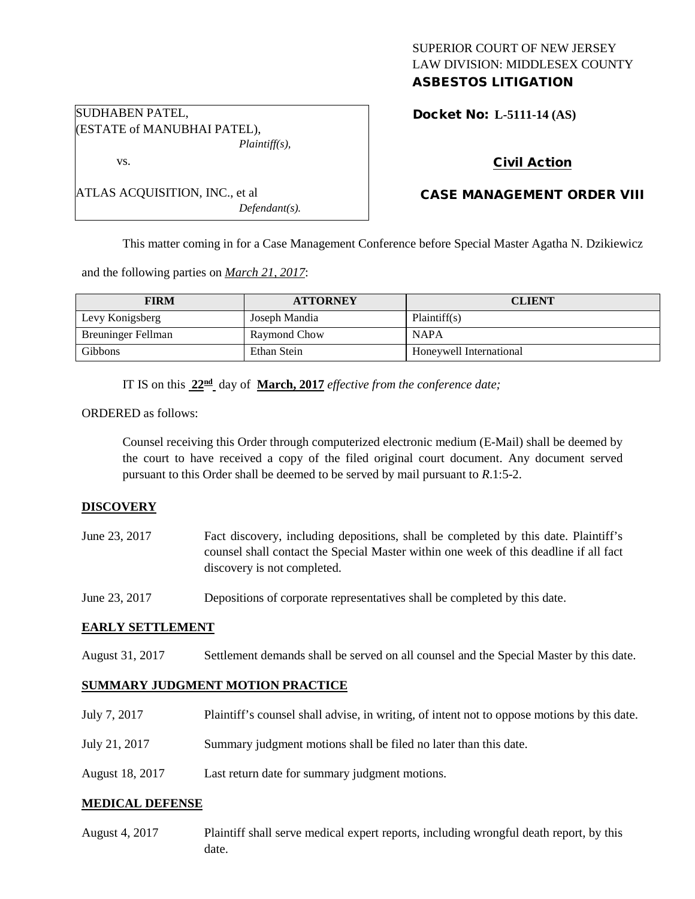SUPERIOR COURT OF NEW JERSEY
LAW DIVISION: MIDDLESEX COUNTY
**ASBESTOS LITIGATION**

SUDHABEN PATEL,
(ESTATE of MANUBHAI PATEL),
*Plaintiff(s),*

vs.

ATLAS ACQUISITION, INC., et al
*Defendant(s).*

**Docket No: L-5111-14 (AS)**

**Civil Action**

**CASE MANAGEMENT ORDER VIII**

This matter coming in for a Case Management Conference before Special Master Agatha N. Dzikiewicz and the following parties on *March 21, 2017*:

| FIRM | ATTORNEY | CLIENT |
|---|---|---|
| Levy Konigsberg | Joseph Mandia | Plaintiff(s) |
| Breuninger Fellman | Raymond Chow | NAPA |
| Gibbons | Ethan Stein | Honeywell International |

IT IS on this **22nd** day of **March, 2017** *effective from the conference date;*

ORDERED as follows:

Counsel receiving this Order through computerized electronic medium (E-Mail) shall be deemed by the court to have received a copy of the filed original court document. Any document served pursuant to this Order shall be deemed to be served by mail pursuant to *R*.1:5-2.

**DISCOVERY**

June 23, 2017 — Fact discovery, including depositions, shall be completed by this date. Plaintiff's counsel shall contact the Special Master within one week of this deadline if all fact discovery is not completed.

June 23, 2017 — Depositions of corporate representatives shall be completed by this date.

**EARLY SETTLEMENT**

August 31, 2017 — Settlement demands shall be served on all counsel and the Special Master by this date.

**SUMMARY JUDGMENT MOTION PRACTICE**

July 7, 2017 — Plaintiff's counsel shall advise, in writing, of intent not to oppose motions by this date.

July 21, 2017 — Summary judgment motions shall be filed no later than this date.

August 18, 2017 — Last return date for summary judgment motions.

**MEDICAL DEFENSE**

August 4, 2017 — Plaintiff shall serve medical expert reports, including wrongful death report, by this date.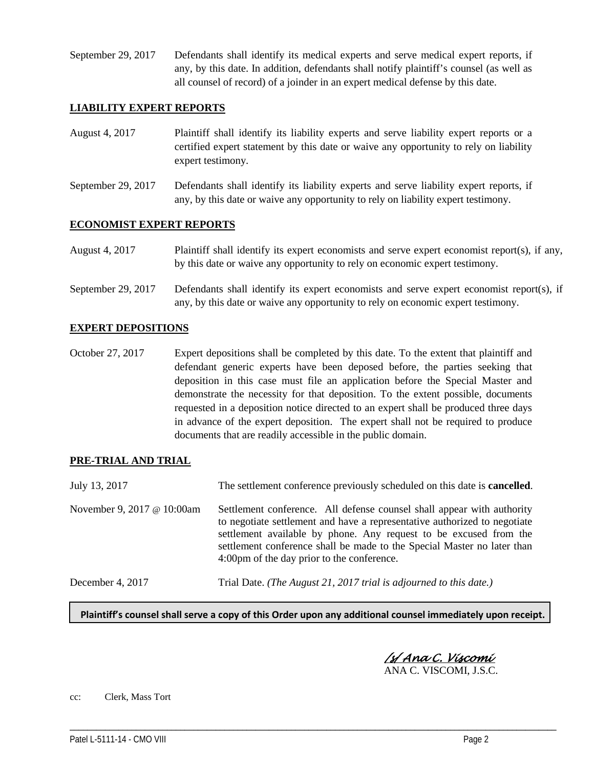| | |
|---|---|
| September 29, 2017 | Defendants shall identify its medical experts and serve medical expert reports, if any, by this date. In addition, defendants shall notify plaintiff's counsel (as well as all counsel of record) of a joinder in an expert medical defense by this date. |

**LIABILITY EXPERT REPORTS**

| | |
|---|---|
| August 4, 2017 | Plaintiff shall identify its liability experts and serve liability expert reports or a certified expert statement by this date or waive any opportunity to rely on liability expert testimony. |
| September 29, 2017 | Defendants shall identify its liability experts and serve liability expert reports, if any, by this date or waive any opportunity to rely on liability expert testimony. |

**ECONOMIST EXPERT REPORTS**

| | |
|---|---|
| August 4, 2017 | Plaintiff shall identify its expert economists and serve expert economist report(s), if any, by this date or waive any opportunity to rely on economic expert testimony. |
| September 29, 2017 | Defendants shall identify its expert economists and serve expert economist report(s), if any, by this date or waive any opportunity to rely on economic expert testimony. |

**EXPERT DEPOSITIONS**

| | |
|---|---|
| October 27, 2017 | Expert depositions shall be completed by this date. To the extent that plaintiff and defendant generic experts have been deposed before, the parties seeking that deposition in this case must file an application before the Special Master and demonstrate the necessity for that deposition. To the extent possible, documents requested in a deposition notice directed to an expert shall be produced three days in advance of the expert deposition. The expert shall not be required to produce documents that are readily accessible in the public domain. |

**PRE-TRIAL AND TRIAL**

| | |
|---|---|
| July 13, 2017 | The settlement conference previously scheduled on this date is **cancelled**. |
| November 9, 2017 @ 10:00am | Settlement conference. All defense counsel shall appear with authority to negotiate settlement and have a representative authorized to negotiate settlement available by phone. Any request to be excused from the settlement conference shall be made to the Special Master no later than 4:00pm of the day prior to the conference. |
| December 4, 2017 | Trial Date. *(The August 21, 2017 trial is adjourned to this date.)* |

**Plaintiff's counsel shall serve a copy of this Order upon any additional counsel immediately upon receipt.**

*/s/ Ana C. Viscomi*
ANA C. VISCOMI, J.S.C.

cc: Clerk, Mass Tort

Patel L-5111-14 - CMO VIII